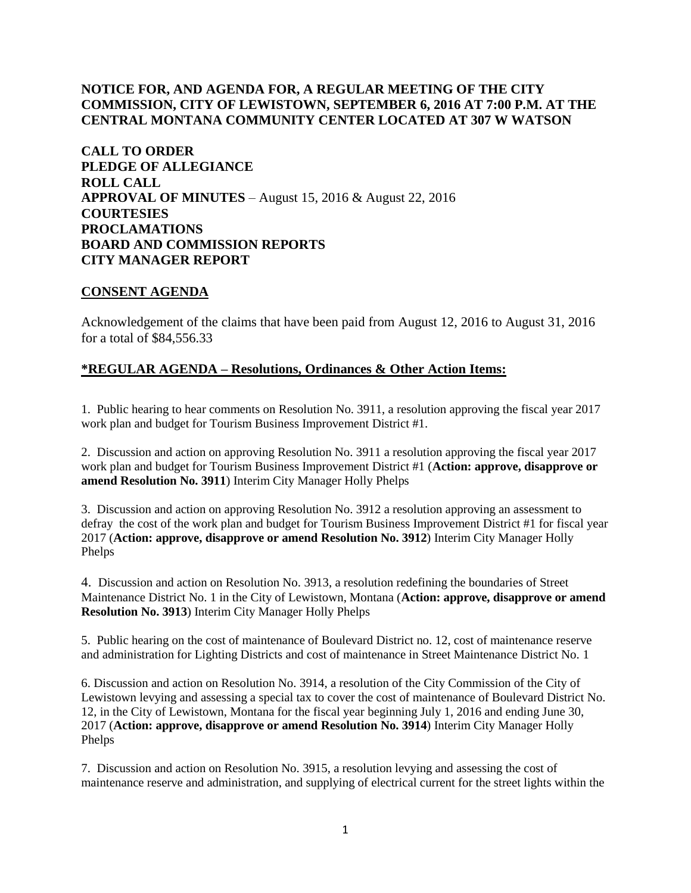**NOTICE FOR, AND AGENDA FOR, A REGULAR MEETING OF THE CITY COMMISSION, CITY OF LEWISTOWN, SEPTEMBER 6, 2016 AT 7:00 P.M. AT THE CENTRAL MONTANA COMMUNITY CENTER LOCATED AT 307 W WATSON**

**CALL TO ORDER**
**PLEDGE OF ALLEGIANCE**
**ROLL CALL**
**APPROVAL OF MINUTES** – August 15, 2016 & August 22, 2016
**COURTESIES**
**PROCLAMATIONS**
**BOARD AND COMMISSION REPORTS**
**CITY MANAGER REPORT**

## CONSENT AGENDA

Acknowledgement of the claims that have been paid from August 12, 2016 to August 31, 2016 for a total of $84,556.33

## *REGULAR AGENDA – Resolutions, Ordinances & Other Action Items:

1. Public hearing to hear comments on Resolution No. 3911, a resolution approving the fiscal year 2017 work plan and budget for Tourism Business Improvement District #1.

2. Discussion and action on approving Resolution No. 3911 a resolution approving the fiscal year 2017 work plan and budget for Tourism Business Improvement District #1 (**Action: approve, disapprove or amend Resolution No. 3911**) Interim City Manager Holly Phelps

3. Discussion and action on approving Resolution No. 3912 a resolution approving an assessment to defray the cost of the work plan and budget for Tourism Business Improvement District #1 for fiscal year 2017 (**Action: approve, disapprove or amend Resolution No. 3912**) Interim City Manager Holly Phelps

4. Discussion and action on Resolution No. 3913, a resolution redefining the boundaries of Street Maintenance District No. 1 in the City of Lewistown, Montana (**Action: approve, disapprove or amend Resolution No. 3913**) Interim City Manager Holly Phelps

5. Public hearing on the cost of maintenance of Boulevard District no. 12, cost of maintenance reserve and administration for Lighting Districts and cost of maintenance in Street Maintenance District No. 1

6. Discussion and action on Resolution No. 3914, a resolution of the City Commission of the City of Lewistown levying and assessing a special tax to cover the cost of maintenance of Boulevard District No. 12, in the City of Lewistown, Montana for the fiscal year beginning July 1, 2016 and ending June 30, 2017 (**Action: approve, disapprove or amend Resolution No. 3914**) Interim City Manager Holly Phelps

7. Discussion and action on Resolution No. 3915, a resolution levying and assessing the cost of maintenance reserve and administration, and supplying of electrical current for the street lights within the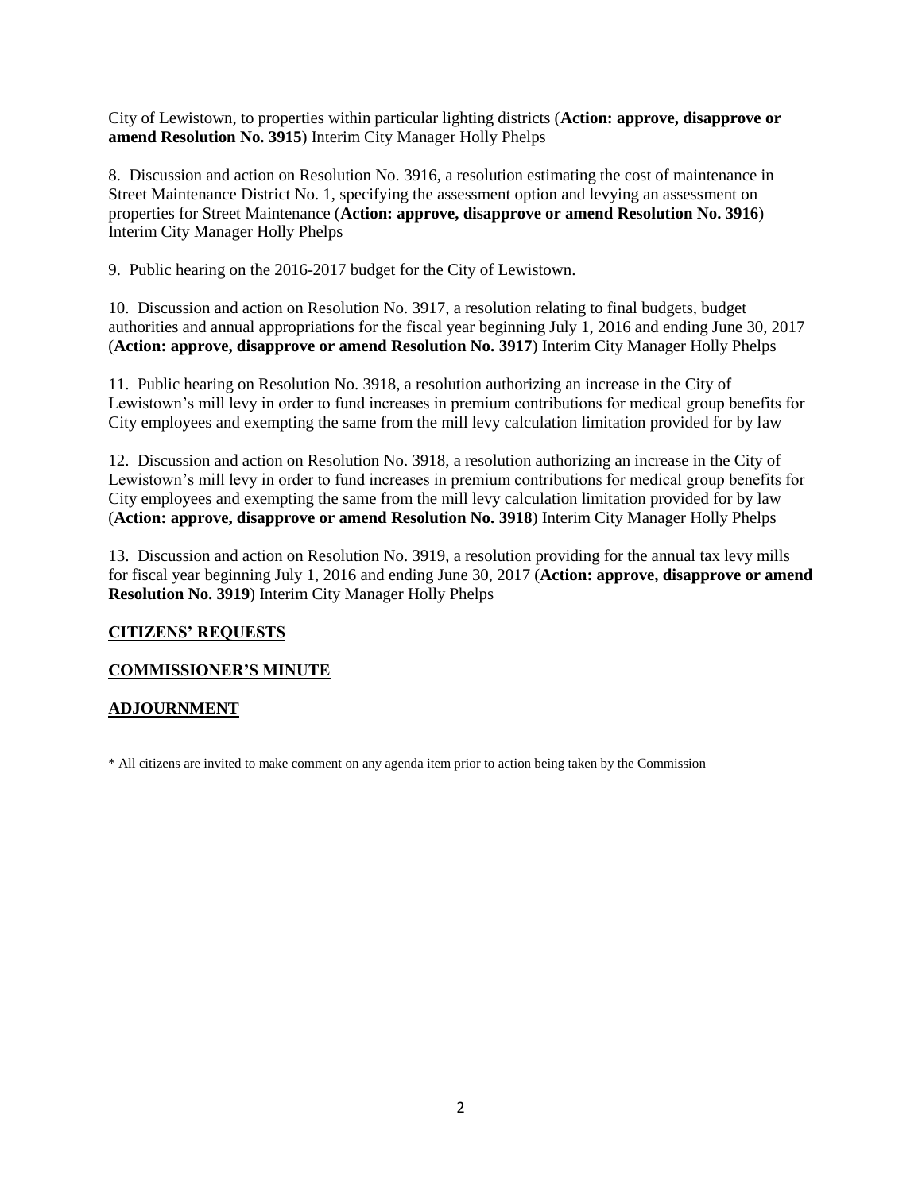City of Lewistown, to properties within particular lighting districts (**Action: approve, disapprove or amend Resolution No. 3915**) Interim City Manager Holly Phelps

8. Discussion and action on Resolution No. 3916, a resolution estimating the cost of maintenance in Street Maintenance District No. 1, specifying the assessment option and levying an assessment on properties for Street Maintenance (**Action: approve, disapprove or amend Resolution No. 3916**) Interim City Manager Holly Phelps

9. Public hearing on the 2016-2017 budget for the City of Lewistown.

10. Discussion and action on Resolution No. 3917, a resolution relating to final budgets, budget authorities and annual appropriations for the fiscal year beginning July 1, 2016 and ending June 30, 2017 (**Action: approve, disapprove or amend Resolution No. 3917**) Interim City Manager Holly Phelps

11. Public hearing on Resolution No. 3918, a resolution authorizing an increase in the City of Lewistown's mill levy in order to fund increases in premium contributions for medical group benefits for City employees and exempting the same from the mill levy calculation limitation provided for by law

12. Discussion and action on Resolution No. 3918, a resolution authorizing an increase in the City of Lewistown's mill levy in order to fund increases in premium contributions for medical group benefits for City employees and exempting the same from the mill levy calculation limitation provided for by law (**Action: approve, disapprove or amend Resolution No. 3918**) Interim City Manager Holly Phelps

13. Discussion and action on Resolution No. 3919, a resolution providing for the annual tax levy mills for fiscal year beginning July 1, 2016 and ending June 30, 2017 (**Action: approve, disapprove or amend Resolution No. 3919**) Interim City Manager Holly Phelps

**CITIZENS' REQUESTS**

**COMMISSIONER'S MINUTE**

**ADJOURNMENT**

* All citizens are invited to make comment on any agenda item prior to action being taken by the Commission